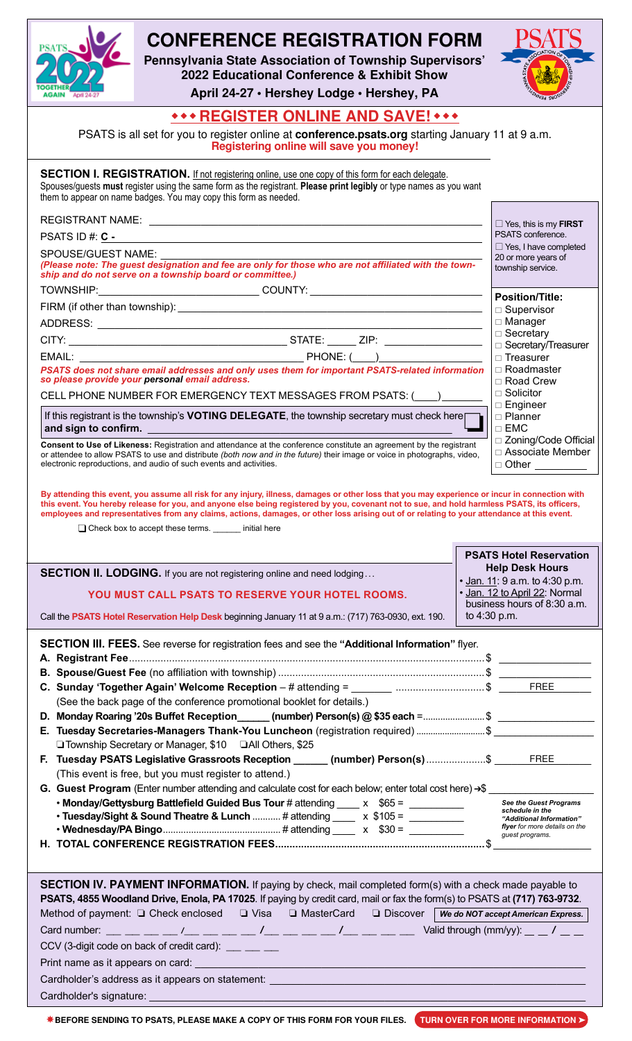# CONFERENCE REGISTRATION FORM

**Pennsylvania State Association of Township Supervisors' 2022 Educational Conference & Exhibit Show**

**April 24-27 • Hershey Lodge • Hershey, PA**

## ••• REGISTER ONLINE AND SAVE! •••

PSATS is all set for you to register online at **conference.psats.org** starting January 11 at 9 a.m.
**Registering online will save you money!**

**SECTION I. REGISTRATION.** If not registering online, use one copy of this form for each delegate. Spouses/guests **must** register using the same form as the registrant. **Please print legibly** or type names as you want them to appear on name badges. You may copy this form as needed.

REGISTRANT NAME: ____________________

PSATS ID #: **C -** ____________________

SPOUSE/GUEST NAME: ____________________
*(Please note: The guest designation and fee are only for those who are not affiliated with the township and do not serve on a township board or committee.)*

☐ Yes, this is my **FIRST** PSATS conference.

☐ Yes, I have completed 20 or more years of township service.

TOWNSHIP: __________ COUNTY: __________

FIRM (if other than township): ____________________

ADDRESS: ____________________

CITY: __________ STATE: _____ ZIP: __________

EMAIL: __________ PHONE: (____) __________

***PSATS does not share email addresses and only uses them for important PSATS-related information so please provide your personal email address.***

CELL PHONE NUMBER FOR EMERGENCY TEXT MESSAGES FROM PSATS: (____) ________

If this registrant is the township's **VOTING DELEGATE**, the township secretary must check here ☐ **and sign to confirm.** ____________________

**Consent to Use of Likeness:** Registration and attendance at the conference constitute an agreement by the registrant or attendee to allow PSATS to use and distribute *(both now and in the future)* their image or voice in photographs, video, electronic reproductions, and audio of such events and activities.

**Position/Title:**
- ☐ Supervisor
- ☐ Manager
- ☐ Secretary
- ☐ Secretary/Treasurer
- ☐ Treasurer
- ☐ Roadmaster
- ☐ Road Crew
- ☐ Solicitor
- ☐ Engineer
- ☐ Planner
- ☐ EMC
- ☐ Zoning/Code Official
- ☐ Associate Member
- ☐ Other ________

**By attending this event, you assume all risk for any injury, illness, damages or other loss that you may experience or incur in connection with this event. You hereby release for you, and anyone else being registered by you, covenant not to sue, and hold harmless PSATS, its officers, employees and representatives from any claims, actions, damages, or other loss arising out of or relating to your attendance at this event.**

☐ Check box to accept these terms. ______ initial here

**SECTION II. LODGING.** If you are not registering online and need lodging…

**YOU MUST CALL PSATS TO RESERVE YOUR HOTEL ROOMS.**

Call the **PSATS Hotel Reservation Help Desk** beginning January 11 at 9 a.m.: (717) 763-0930, ext. 190.

**PSATS Hotel Reservation Help Desk Hours**
- Jan. 11: 9 a.m. to 4:30 p.m.
- Jan. 12 to April 22: Normal business hours of 8:30 a.m. to 4:30 p.m.

**SECTION III. FEES.** See reverse for registration fees and see the **"Additional Information"** flyer.

**A. Registrant Fee** .......... $ ________

**B. Spouse/Guest Fee** (no affiliation with township) .......... $ ________

**C. Sunday 'Together Again' Welcome Reception** – # attending = _______ .......... $ FREE
(See the back page of the conference promotional booklet for details.)

**D. Monday Roaring '20s Buffet Reception _____ (number) Person(s) @ $35 each** = .......... $ ________

**E. Tuesday Secretaries-Managers Thank-You Luncheon** (registration required) .......... $ ________
☐ Township Secretary or Manager, $10 ☐ All Others, $25

**F. Tuesday PSATS Legislative Grassroots Reception _____ (number) Person(s)** .......... $ FREE
(This event is free, but you must register to attend.)

**G. Guest Program** (Enter number attending and calculate cost for each below; enter total cost here) → $ ________
- **Monday/Gettysburg Battlefield Guided Bus Tour** # attending ____ x $65 = ________
- **Tuesday/Sight & Sound Theatre & Lunch** .......... # attending ____ x $105 = ________
- **Wednesday/PA Bingo** .......... # attending ____ x $30 = ________

*See the Guest Programs schedule in the "Additional Information" flyer for more details on the guest programs.*

**H. TOTAL CONFERENCE REGISTRATION FEES** .......... $ ________

**SECTION IV. PAYMENT INFORMATION.** If paying by check, mail completed form(s) with a check made payable to **PSATS, 4855 Woodland Drive, Enola, PA 17025**. If paying by credit card, mail or fax the form(s) to PSATS at **(717) 763-9732**.

Method of payment: ☐ Check enclosed ☐ Visa ☐ MasterCard ☐ Discover *We do NOT accept American Express.*

Card number: __ __ __ __ / __ __ __ __ / __ __ __ __ / __ __ __ __ Valid through (mm/yy): __ __ / __ __

CCV (3-digit code on back of credit card): __ __ __

Print name as it appears on card: ____________________

Cardholder's address as it appears on statement: ____________________

Cardholder's signature: ____________________

**✱ BEFORE SENDING TO PSATS, PLEASE MAKE A COPY OF THIS FORM FOR YOUR FILES.** **TURN OVER FOR MORE INFORMATION ➤**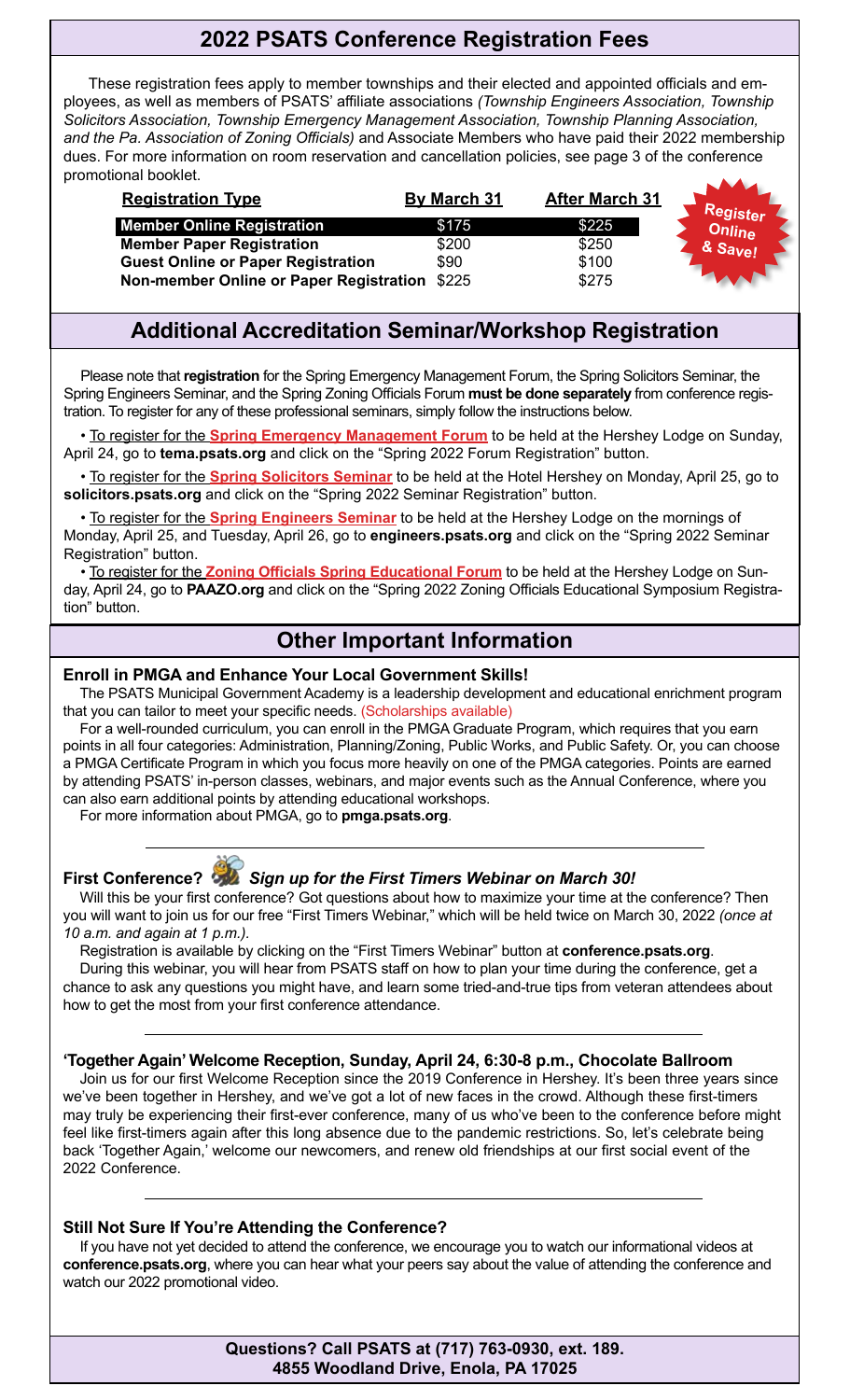## 2022 PSATS Conference Registration Fees

These registration fees apply to member townships and their elected and appointed officials and employees, as well as members of PSATS' affiliate associations *(Township Engineers Association, Township Solicitors Association, Township Emergency Management Association, Township Planning Association, and the Pa. Association of Zoning Officials)* and Associate Members who have paid their 2022 membership dues. For more information on room reservation and cancellation policies, see page 3 of the conference promotional booklet.

| Registration Type | By March 31 | After March 31 |
|---|---|---|
| **Member Online Registration** | $175 | $225 |
| **Member Paper Registration** | $200 | $250 |
| **Guest Online or Paper Registration** | $90 | $100 |
| **Non-member Online or Paper Registration** | $225 | $275 |

Register Online & Save!

## Additional Accreditation Seminar/Workshop Registration

Please note that **registration** for the Spring Emergency Management Forum, the Spring Solicitors Seminar, the Spring Engineers Seminar, and the Spring Zoning Officials Forum **must be done separately** from conference registration. To register for any of these professional seminars, simply follow the instructions below.

- To register for the **Spring Emergency Management Forum** to be held at the Hershey Lodge on Sunday, April 24, go to **tema.psats.org** and click on the "Spring 2022 Forum Registration" button.
- To register for the **Spring Solicitors Seminar** to be held at the Hotel Hershey on Monday, April 25, go to **solicitors.psats.org** and click on the "Spring 2022 Seminar Registration" button.
- To register for the **Spring Engineers Seminar** to be held at the Hershey Lodge on the mornings of Monday, April 25, and Tuesday, April 26, go to **engineers.psats.org** and click on the "Spring 2022 Seminar Registration" button.
- To register for the **Zoning Officials Spring Educational Forum** to be held at the Hershey Lodge on Sunday, April 24, go to **PAAZO.org** and click on the "Spring 2022 Zoning Officials Educational Symposium Registration" button.

## Other Important Information

### Enroll in PMGA and Enhance Your Local Government Skills!

The PSATS Municipal Government Academy is a leadership development and educational enrichment program that you can tailor to meet your specific needs. (Scholarships available)

For a well-rounded curriculum, you can enroll in the PMGA Graduate Program, which requires that you earn points in all four categories: Administration, Planning/Zoning, Public Works, and Public Safety. Or, you can choose a PMGA Certificate Program in which you focus more heavily on one of the PMGA categories. Points are earned by attending PSATS' in-person classes, webinars, and major events such as the Annual Conference, where you can also earn additional points by attending educational workshops.

For more information about PMGA, go to **pmga.psats.org**.

---

### First Conference? *Sign up for the First Timers Webinar on March 30!*

Will this be your first conference? Got questions about how to maximize your time at the conference? Then you will want to join us for our free "First Timers Webinar," which will be held twice on March 30, 2022 *(once at 10 a.m. and again at 1 p.m.)*.

Registration is available by clicking on the "First Timers Webinar" button at **conference.psats.org**.

During this webinar, you will hear from PSATS staff on how to plan your time during the conference, get a chance to ask any questions you might have, and learn some tried-and-true tips from veteran attendees about how to get the most from your first conference attendance.

---

### 'Together Again' Welcome Reception, Sunday, April 24, 6:30-8 p.m., Chocolate Ballroom

Join us for our first Welcome Reception since the 2019 Conference in Hershey. It's been three years since we've been together in Hershey, and we've got a lot of new faces in the crowd. Although these first-timers may truly be experiencing their first-ever conference, many of us who've been to the conference before might feel like first-timers again after this long absence due to the pandemic restrictions. So, let's celebrate being back 'Together Again,' welcome our newcomers, and renew old friendships at our first social event of the 2022 Conference.

---

### Still Not Sure If You're Attending the Conference?

If you have not yet decided to attend the conference, we encourage you to watch our informational videos at **conference.psats.org**, where you can hear what your peers say about the value of attending the conference and watch our 2022 promotional video.

**Questions? Call PSATS at (717) 763-0930, ext. 189.**
**4855 Woodland Drive, Enola, PA 17025**